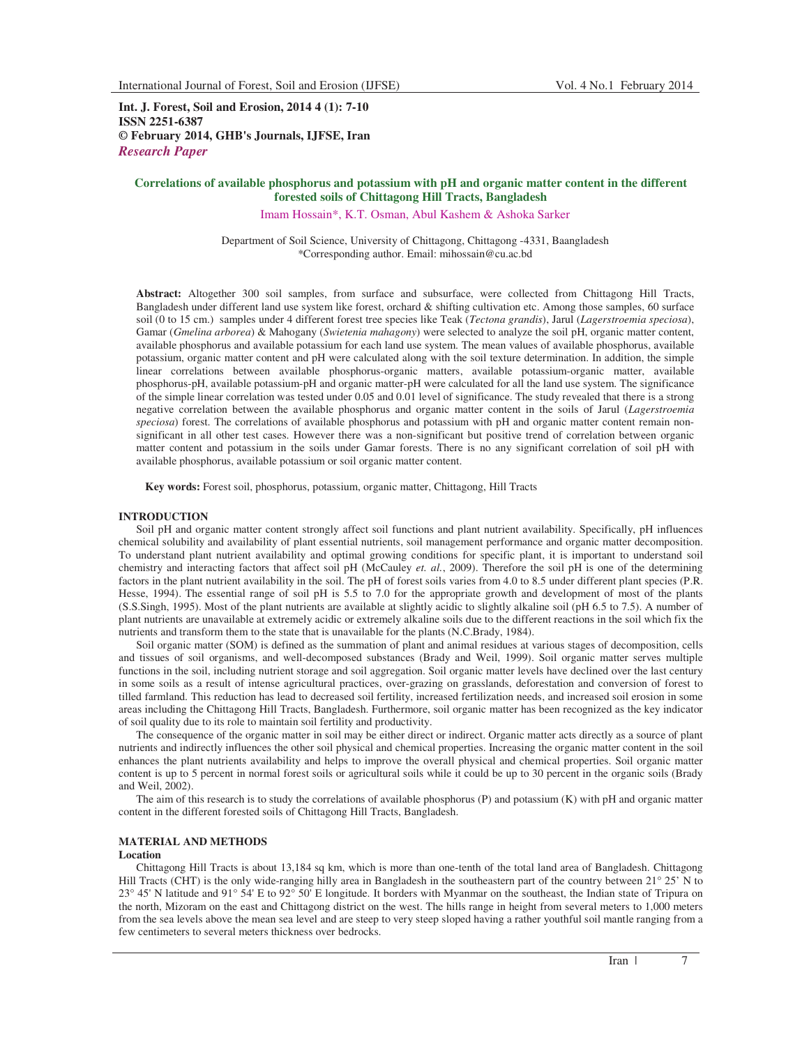**Int. J. Forest, Soil and Erosion, 2014 4 (1): 7-10**
**ISSN 2251-6387**
**© February 2014, GHB's Journals, IJFSE, Iran**
***Research Paper***

# Correlations of available phosphorus and potassium with pH and organic matter content in the different forested soils of Chittagong Hill Tracts, Bangladesh

Imam Hossain*, K.T. Osman, Abul Kashem & Ashoka Sarker

Department of Soil Science, University of Chittagong, Chittagong -4331, Baangladesh
*Corresponding author. Email: mihossain@cu.ac.bd

**Abstract:** Altogether 300 soil samples, from surface and subsurface, were collected from Chittagong Hill Tracts, Bangladesh under different land use system like forest, orchard & shifting cultivation etc. Among those samples, 60 surface soil (0 to 15 cm.) samples under 4 different forest tree species like Teak (*Tectona grandis*), Jarul (*Lagerstroemia speciosa*), Gamar (*Gmelina arborea*) & Mahogany (*Swietenia mahagony*) were selected to analyze the soil pH, organic matter content, available phosphorus and available potassium for each land use system. The mean values of available phosphorus, available potassium, organic matter content and pH were calculated along with the soil texture determination. In addition, the simple linear correlations between available phosphorus-organic matters, available potassium-organic matter, available phosphorus-pH, available potassium-pH and organic matter-pH were calculated for all the land use system. The significance of the simple linear correlation was tested under 0.05 and 0.01 level of significance. The study revealed that there is a strong negative correlation between the available phosphorus and organic matter content in the soils of Jarul (*Lagerstroemia speciosa*) forest. The correlations of available phosphorus and potassium with pH and organic matter content remain non-significant in all other test cases. However there was a non-significant but positive trend of correlation between organic matter content and potassium in the soils under Gamar forests. There is no any significant correlation of soil pH with available phosphorus, available potassium or soil organic matter content.

**Key words:** Forest soil, phosphorus, potassium, organic matter, Chittagong, Hill Tracts

## INTRODUCTION

Soil pH and organic matter content strongly affect soil functions and plant nutrient availability. Specifically, pH influences chemical solubility and availability of plant essential nutrients, soil management performance and organic matter decomposition. To understand plant nutrient availability and optimal growing conditions for specific plant, it is important to understand soil chemistry and interacting factors that affect soil pH (McCauley *et. al.*, 2009). Therefore the soil pH is one of the determining factors in the plant nutrient availability in the soil. The pH of forest soils varies from 4.0 to 8.5 under different plant species (P.R. Hesse, 1994). The essential range of soil pH is 5.5 to 7.0 for the appropriate growth and development of most of the plants (S.S.Singh, 1995). Most of the plant nutrients are available at slightly acidic to slightly alkaline soil (pH 6.5 to 7.5). A number of plant nutrients are unavailable at extremely acidic or extremely alkaline soils due to the different reactions in the soil which fix the nutrients and transform them to the state that is unavailable for the plants (N.C.Brady, 1984).

Soil organic matter (SOM) is defined as the summation of plant and animal residues at various stages of decomposition, cells and tissues of soil organisms, and well-decomposed substances (Brady and Weil, 1999). Soil organic matter serves multiple functions in the soil, including nutrient storage and soil aggregation. Soil organic matter levels have declined over the last century in some soils as a result of intense agricultural practices, over-grazing on grasslands, deforestation and conversion of forest to tilled farmland. This reduction has lead to decreased soil fertility, increased fertilization needs, and increased soil erosion in some areas including the Chittagong Hill Tracts, Bangladesh. Furthermore, soil organic matter has been recognized as the key indicator of soil quality due to its role to maintain soil fertility and productivity.

The consequence of the organic matter in soil may be either direct or indirect. Organic matter acts directly as a source of plant nutrients and indirectly influences the other soil physical and chemical properties. Increasing the organic matter content in the soil enhances the plant nutrients availability and helps to improve the overall physical and chemical properties. Soil organic matter content is up to 5 percent in normal forest soils or agricultural soils while it could be up to 30 percent in the organic soils (Brady and Weil, 2002).

The aim of this research is to study the correlations of available phosphorus (P) and potassium (K) with pH and organic matter content in the different forested soils of Chittagong Hill Tracts, Bangladesh.

## MATERIAL AND METHODS

### Location

Chittagong Hill Tracts is about 13,184 sq km, which is more than one-tenth of the total land area of Bangladesh. Chittagong Hill Tracts (CHT) is the only wide-ranging hilly area in Bangladesh in the southeastern part of the country between 21° 25' N to 23° 45' N latitude and 91° 54' E to 92° 50' E longitude. It borders with Myanmar on the southeast, the Indian state of Tripura on the north, Mizoram on the east and Chittagong district on the west. The hills range in height from several meters to 1,000 meters from the sea levels above the mean sea level and are steep to very steep sloped having a rather youthful soil mantle ranging from a few centimeters to several meters thickness over bedrocks.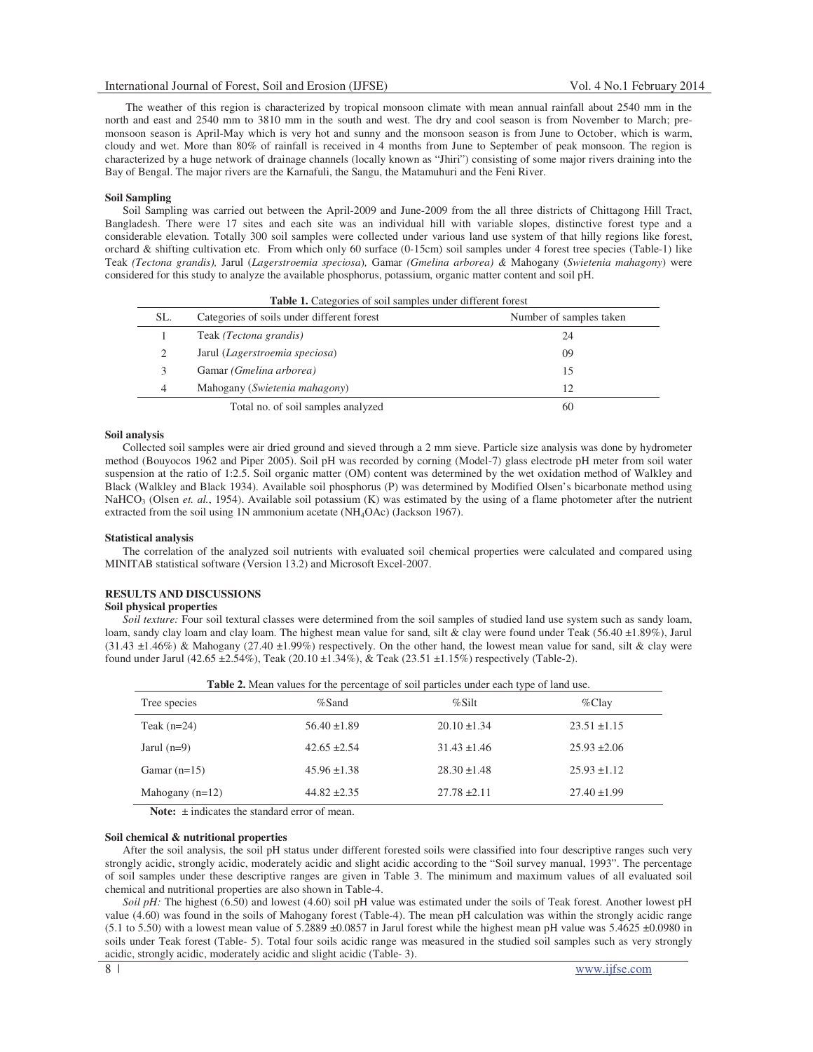The weather of this region is characterized by tropical monsoon climate with mean annual rainfall about 2540 mm in the north and east and 2540 mm to 3810 mm in the south and west. The dry and cool season is from November to March; pre-monsoon season is April-May which is very hot and sunny and the monsoon season is from June to October, which is warm, cloudy and wet. More than 80% of rainfall is received in 4 months from June to September of peak monsoon. The region is characterized by a huge network of drainage channels (locally known as "Jhiri") consisting of some major rivers draining into the Bay of Bengal. The major rivers are the Karnafuli, the Sangu, the Matamuhuri and the Feni River.

**Soil Sampling**

Soil Sampling was carried out between the April-2009 and June-2009 from the all three districts of Chittagong Hill Tract, Bangladesh. There were 17 sites and each site was an individual hill with variable slopes, distinctive forest type and a considerable elevation. Totally 300 soil samples were collected under various land use system of that hilly regions like forest, orchard & shifting cultivation etc. From which only 60 surface (0-15cm) soil samples under 4 forest tree species (Table-1) like Teak *(Tectona grandis),* Jarul (*Lagerstroemia speciosa*)*,* Gamar *(Gmelina arborea) &* Mahogany (*Swietenia mahagony*) were considered for this study to analyze the available phosphorus, potassium, organic matter content and soil pH.

**Table 1.** Categories of soil samples under different forest

| SL. | Categories of soils under different forest | Number of samples taken |
|---|---|---|
| 1 | Teak *(Tectona grandis)* | 24 |
| 2 | Jarul (*Lagerstroemia speciosa*) | 09 |
| 3 | Gamar *(Gmelina arborea)* | 15 |
| 4 | Mahogany (*Swietenia mahagony*) | 12 |
| | Total no. of soil samples analyzed | 60 |

**Soil analysis**

Collected soil samples were air dried ground and sieved through a 2 mm sieve. Particle size analysis was done by hydrometer method (Bouyocos 1962 and Piper 2005). Soil pH was recorded by corning (Model-7) glass electrode pH meter from soil water suspension at the ratio of 1:2.5. Soil organic matter (OM) content was determined by the wet oxidation method of Walkley and Black (Walkley and Black 1934). Available soil phosphorus (P) was determined by Modified Olsen's bicarbonate method using $NaHCO_3$ (Olsen *et. al.*, 1954). Available soil potassium (K) was estimated by the using of a flame photometer after the nutrient extracted from the soil using 1N ammonium acetate ($NH_4OAc$) (Jackson 1967).

**Statistical analysis**

The correlation of the analyzed soil nutrients with evaluated soil chemical properties were calculated and compared using MINITAB statistical software (Version 13.2) and Microsoft Excel-2007.

## RESULTS AND DISCUSSIONS

**Soil physical properties**

*Soil texture:* Four soil textural classes were determined from the soil samples of studied land use system such as sandy loam, loam, sandy clay loam and clay loam. The highest mean value for sand, silt & clay were found under Teak (56.40 ±1.89%), Jarul (31.43 ±1.46%) & Mahogany (27.40 ±1.99%) respectively. On the other hand, the lowest mean value for sand, silt & clay were found under Jarul (42.65 ±2.54%), Teak (20.10 ±1.34%), & Teak (23.51 ±1.15%) respectively (Table-2).

**Table 2.** Mean values for the percentage of soil particles under each type of land use.

| Tree species | %Sand | %Silt | %Clay |
|---|---|---|---|
| Teak (n=24) | 56.40 ±1.89 | 20.10 ±1.34 | 23.51 ±1.15 |
| Jarul (n=9) | 42.65 ±2.54 | 31.43 ±1.46 | 25.93 ±2.06 |
| Gamar (n=15) | 45.96 ±1.38 | 28.30 ±1.48 | 25.93 ±1.12 |
| Mahogany (n=12) | 44.82 ±2.35 | 27.78 ±2.11 | 27.40 ±1.99 |

**Note:** ± indicates the standard error of mean.

**Soil chemical & nutritional properties**

After the soil analysis, the soil pH status under different forested soils were classified into four descriptive ranges such very strongly acidic, strongly acidic, moderately acidic and slight acidic according to the "Soil survey manual, 1993". The percentage of soil samples under these descriptive ranges are given in Table 3. The minimum and maximum values of all evaluated soil chemical and nutritional properties are also shown in Table-4.

*Soil pH:* The highest (6.50) and lowest (4.60) soil pH value was estimated under the soils of Teak forest. Another lowest pH value (4.60) was found in the soils of Mahogany forest (Table-4). The mean pH calculation was within the strongly acidic range (5.1 to 5.50) with a lowest mean value of 5.2889 ±0.0857 in Jarul forest while the highest mean pH value was 5.4625 ±0.0980 in soils under Teak forest (Table- 5). Total four soils acidic range was measured in the studied soil samples such as very strongly acidic, strongly acidic, moderately acidic and slight acidic (Table- 3).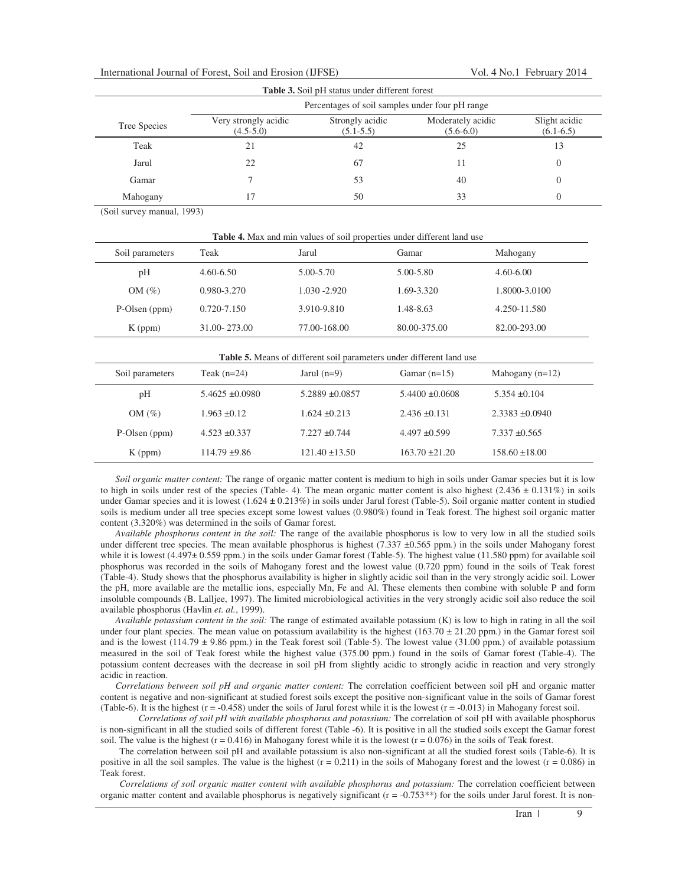**Table 3.** Soil pH status under different forest

| Tree Species | Percentages of soil samples under four pH range | | | |
|---|---|---|---|---|
| | Very strongly acidic (4.5-5.0) | Strongly acidic (5.1-5.5) | Moderately acidic (5.6-6.0) | Slight acidic (6.1-6.5) |
| Teak | 21 | 42 | 25 | 13 |
| Jarul | 22 | 67 | 11 | 0 |
| Gamar | 7 | 53 | 40 | 0 |
| Mahogany | 17 | 50 | 33 | 0 |

(Soil survey manual, 1993)

**Table 4.** Max and min values of soil properties under different land use

| Soil parameters | Teak | Jarul | Gamar | Mahogany |
|---|---|---|---|---|
| pH | 4.60-6.50 | 5.00-5.70 | 5.00-5.80 | 4.60-6.00 |
| OM (%) | 0.980-3.270 | 1.030 -2.920 | 1.69-3.320 | 1.8000-3.0100 |
| P-Olsen (ppm) | 0.720-7.150 | 3.910-9.810 | 1.48-8.63 | 4.250-11.580 |
| K (ppm) | 31.00- 273.00 | 77.00-168.00 | 80.00-375.00 | 82.00-293.00 |

**Table 5.** Means of different soil parameters under different land use

| Soil parameters | Teak (n=24) | Jarul (n=9) | Gamar (n=15) | Mahogany (n=12) |
|---|---|---|---|---|
| pH | 5.4625 ±0.0980 | 5.2889 ±0.0857 | 5.4400 ±0.0608 | 5.354 ±0.104 |
| OM (%) | 1.963 ±0.12 | 1.624 ±0.213 | 2.436 ±0.131 | 2.3383 ±0.0940 |
| P-Olsen (ppm) | 4.523 ±0.337 | 7.227 ±0.744 | 4.497 ±0.599 | 7.337 ±0.565 |
| K (ppm) | 114.79 ±9.86 | 121.40 ±13.50 | 163.70 ±21.20 | 158.60 ±18.00 |

*Soil organic matter content:* The range of organic matter content is medium to high in soils under Gamar species but it is low to high in soils under rest of the species (Table- 4). The mean organic matter content is also highest (2.436 ± 0.131%) in soils under Gamar species and it is lowest (1.624 ± 0.213%) in soils under Jarul forest (Table-5). Soil organic matter content in studied soils is medium under all tree species except some lowest values (0.980%) found in Teak forest. The highest soil organic matter content (3.320%) was determined in the soils of Gamar forest.

*Available phosphorus content in the soil:* The range of the available phosphorus is low to very low in all the studied soils under different tree species. The mean available phosphorus is highest (7.337 ±0.565 ppm.) in the soils under Mahogany forest while it is lowest (4.497± 0.559 ppm.) in the soils under Gamar forest (Table-5). The highest value (11.580 ppm) for available soil phosphorus was recorded in the soils of Mahogany forest and the lowest value (0.720 ppm) found in the soils of Teak forest (Table-4). Study shows that the phosphorus availability is higher in slightly acidic soil than in the very strongly acidic soil. Lower the pH, more available are the metallic ions, especially Mn, Fe and Al. These elements then combine with soluble P and form insoluble compounds (B. Lalljee, 1997). The limited microbiological activities in the very strongly acidic soil also reduce the soil available phosphorus (Havlin *et. al.*, 1999).

*Available potassium content in the soil:* The range of estimated available potassium (K) is low to high in rating in all the soil under four plant species. The mean value on potassium availability is the highest (163.70 ± 21.20 ppm.) in the Gamar forest soil and is the lowest (114.79 ± 9.86 ppm.) in the Teak forest soil (Table-5). The lowest value (31.00 ppm.) of available potassium measured in the soil of Teak forest while the highest value (375.00 ppm.) found in the soils of Gamar forest (Table-4). The potassium content decreases with the decrease in soil pH from slightly acidic to strongly acidic in reaction and very strongly acidic in reaction.

*Correlations between soil pH and organic matter content:* The correlation coefficient between soil pH and organic matter content is negative and non-significant at studied forest soils except the positive non-significant value in the soils of Gamar forest (Table-6). It is the highest ($r = -0.458$) under the soils of Jarul forest while it is the lowest ($r = -0.013$) in Mahogany forest soil.

*Correlations of soil pH with available phosphorus and potassium:* The correlation of soil pH with available phosphorus is non-significant in all the studied soils of different forest (Table -6). It is positive in all the studied soils except the Gamar forest soil. The value is the highest ($r = 0.416$) in Mahogany forest while it is the lowest ($r = 0.076$) in the soils of Teak forest.

The correlation between soil pH and available potassium is also non-significant at all the studied forest soils (Table-6). It is positive in all the soil samples. The value is the highest ($r = 0.211$) in the soils of Mahogany forest and the lowest ($r = 0.086$) in Teak forest.

*Correlations of soil organic matter content with available phosphorus and potassium:* The correlation coefficient between organic matter content and available phosphorus is negatively significant ($r = -0.753$**) for the soils under Jarul forest. It is non-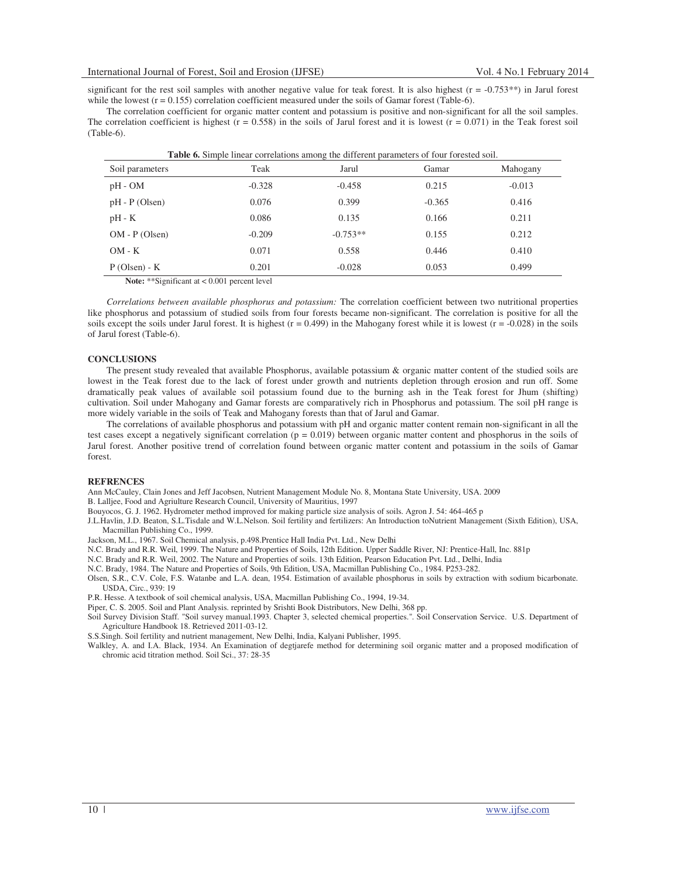significant for the rest soil samples with another negative value for teak forest. It is also highest ($r = -0.753^{**}$) in Jarul forest while the lowest ($r = 0.155$) correlation coefficient measured under the soils of Gamar forest (Table-6).

The correlation coefficient for organic matter content and potassium is positive and non-significant for all the soil samples. The correlation coefficient is highest ($r = 0.558$) in the soils of Jarul forest and it is lowest ($r = 0.071$) in the Teak forest soil (Table-6).

**Table 6.** Simple linear correlations among the different parameters of four forested soil.

| Soil parameters | Teak | Jarul | Gamar | Mahogany |
|---|---|---|---|---|
| pH - OM | -0.328 | -0.458 | 0.215 | -0.013 |
| pH - P (Olsen) | 0.076 | 0.399 | -0.365 | 0.416 |
| pH - K | 0.086 | 0.135 | 0.166 | 0.211 |
| OM - P (Olsen) | -0.209 | -0.753** | 0.155 | 0.212 |
| OM - K | 0.071 | 0.558 | 0.446 | 0.410 |
| P (Olsen) - K | 0.201 | -0.028 | 0.053 | 0.499 |

**Note:** **Significant at < 0.001 percent level

*Correlations between available phosphorus and potassium:* The correlation coefficient between two nutritional properties like phosphorus and potassium of studied soils from four forests became non-significant. The correlation is positive for all the soils except the soils under Jarul forest. It is highest ($r = 0.499$) in the Mahogany forest while it is lowest ($r = -0.028$) in the soils of Jarul forest (Table-6).

## CONCLUSIONS

The present study revealed that available Phosphorus, available potassium & organic matter content of the studied soils are lowest in the Teak forest due to the lack of forest under growth and nutrients depletion through erosion and run off. Some dramatically peak values of available soil potassium found due to the burning ash in the Teak forest for Jhum (shifting) cultivation. Soil under Mahogany and Gamar forests are comparatively rich in Phosphorus and potassium. The soil pH range is more widely variable in the soils of Teak and Mahogany forests than that of Jarul and Gamar.

The correlations of available phosphorus and potassium with pH and organic matter content remain non-significant in all the test cases except a negatively significant correlation ($p = 0.019$) between organic matter content and phosphorus in the soils of Jarul forest. Another positive trend of correlation found between organic matter content and potassium in the soils of Gamar forest.

## REFRENCES

Ann McCauley, Clain Jones and Jeff Jacobsen, Nutrient Management Module No. 8, Montana State University, USA. 2009

B. Lalljee, Food and Agriulture Research Council, University of Mauritius, 1997

Bouyocos, G. J. 1962. Hydrometer method improved for making particle size analysis of soils. Agron J. 54: 464-465 p

J.L.Havlin, J.D. Beaton, S.L.Tisdale and W.L.Nelson. Soil fertility and fertilizers: An Introduction toNutrient Management (Sixth Edition), USA, Macmillan Publishing Co., 1999.

Jackson, M.L., 1967. Soil Chemical analysis, p.498.Prentice Hall India Pvt. Ltd., New Delhi

N.C. Brady and R.R. Weil, 1999. The Nature and Properties of Soils, 12th Edition. Upper Saddle River, NJ: Prentice-Hall, Inc. 881p

N.C. Brady and R.R. Weil, 2002. The Nature and Properties of soils. 13th Edition, Pearson Education Pvt. Ltd., Delhi, India

N.C. Brady, 1984. The Nature and Properties of Soils, 9th Edition, USA, Macmillan Publishing Co., 1984. P253-282.

Olsen, S.R., C.V. Cole, F.S. Watanbe and L.A. dean, 1954. Estimation of available phosphorus in soils by extraction with sodium bicarbonate. USDA, Circ., 939: 19

P.R. Hesse. A textbook of soil chemical analysis, USA, Macmillan Publishing Co., 1994, 19-34.

Piper, C. S. 2005. Soil and Plant Analysis. reprinted by Srishti Book Distributors, New Delhi, 368 pp.

Soil Survey Division Staff. "Soil survey manual.1993. Chapter 3, selected chemical properties.". Soil Conservation Service. U.S. Department of Agriculture Handbook 18. Retrieved 2011-03-12.

S.S.Singh. Soil fertility and nutrient management, New Delhi, India, Kalyani Publisher, 1995.

Walkley, A. and I.A. Black, 1934. An Examination of degtjarefe method for determining soil organic matter and a proposed modification of chromic acid titration method. Soil Sci., 37: 28-35